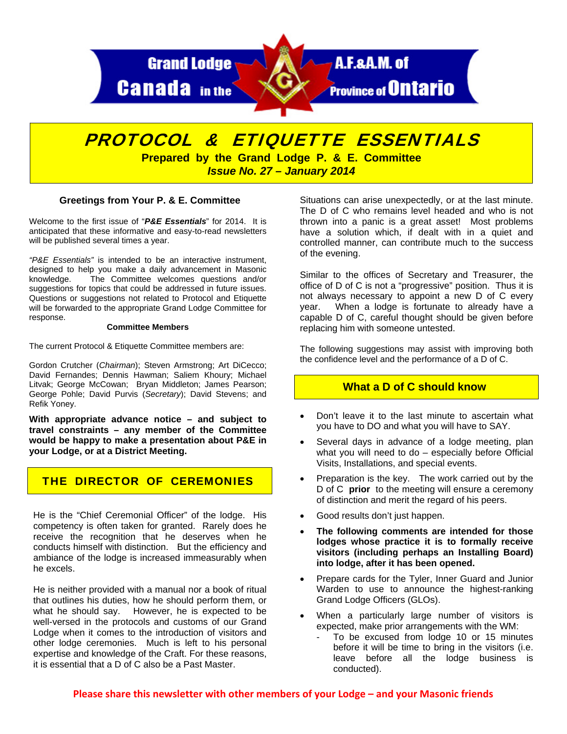Grand Lodge A.F.&A.M. of Canada in the Province of Ontario

# PROTOCOL & ETIQUETTE ESSENTIALS

**Prepared by the Grand Lodge P. & E. Committee**

***Issue No. 27 – January 2014***

### Greetings from Your P. & E. Committee

Welcome to the first issue of "***P&E Essentials***" for 2014. It is anticipated that these informative and easy-to-read newsletters will be published several times a year.

*"P&E Essentials"* is intended to be an interactive instrument, designed to help you make a daily advancement in Masonic knowledge. The Committee welcomes questions and/or suggestions for topics that could be addressed in future issues. Questions or suggestions not related to Protocol and Etiquette will be forwarded to the appropriate Grand Lodge Committee for response.

**Committee Members**

The current Protocol & Etiquette Committee members are:

Gordon Crutcher (*Chairman*); Steven Armstrong; Art DiCecco; David Fernandes; Dennis Hawman; Saliem Khoury; Michael Litvak; George McCowan; Bryan Middleton; James Pearson; George Pohle; David Purvis (*Secretary*); David Stevens; and Refik Yoney.

**With appropriate advance notice – and subject to travel constraints – any member of the Committee would be happy to make a presentation about P&E in your Lodge, or at a District Meeting.**

## THE DIRECTOR OF CEREMONIES

He is the "Chief Ceremonial Officer" of the lodge. His competency is often taken for granted. Rarely does he receive the recognition that he deserves when he conducts himself with distinction. But the efficiency and ambiance of the lodge is increased immeasurably when he excels.

He is neither provided with a manual nor a book of ritual that outlines his duties, how he should perform them, or what he should say. However, he is expected to be well-versed in the protocols and customs of our Grand Lodge when it comes to the introduction of visitors and other lodge ceremonies. Much is left to his personal expertise and knowledge of the Craft. For these reasons, it is essential that a D of C also be a Past Master.

Situations can arise unexpectedly, or at the last minute. The D of C who remains level headed and who is not thrown into a panic is a great asset! Most problems have a solution which, if dealt with in a quiet and controlled manner, can contribute much to the success of the evening.

Similar to the offices of Secretary and Treasurer, the office of D of C is not a "progressive" position. Thus it is not always necessary to appoint a new D of C every year. When a lodge is fortunate to already have a capable D of C, careful thought should be given before replacing him with someone untested.

The following suggestions may assist with improving both the confidence level and the performance of a D of C.

## What a D of C should know

- Don't leave it to the last minute to ascertain what you have to DO and what you will have to SAY.
- Several days in advance of a lodge meeting, plan what you will need to do – especially before Official Visits, Installations, and special events.
- Preparation is the key. The work carried out by the D of C **prior** to the meeting will ensure a ceremony of distinction and merit the regard of his peers.
- Good results don't just happen.
- **The following comments are intended for those lodges whose practice it is to formally receive visitors (including perhaps an Installing Board) into lodge, after it has been opened.**
- Prepare cards for the Tyler, Inner Guard and Junior Warden to use to announce the highest-ranking Grand Lodge Officers (GLOs).
- When a particularly large number of visitors is expected, make prior arrangements with the WM:
  - To be excused from lodge 10 or 15 minutes before it will be time to bring in the visitors (i.e. leave before all the lodge business is conducted).

**Please share this newsletter with other members of your Lodge – and your Masonic friends**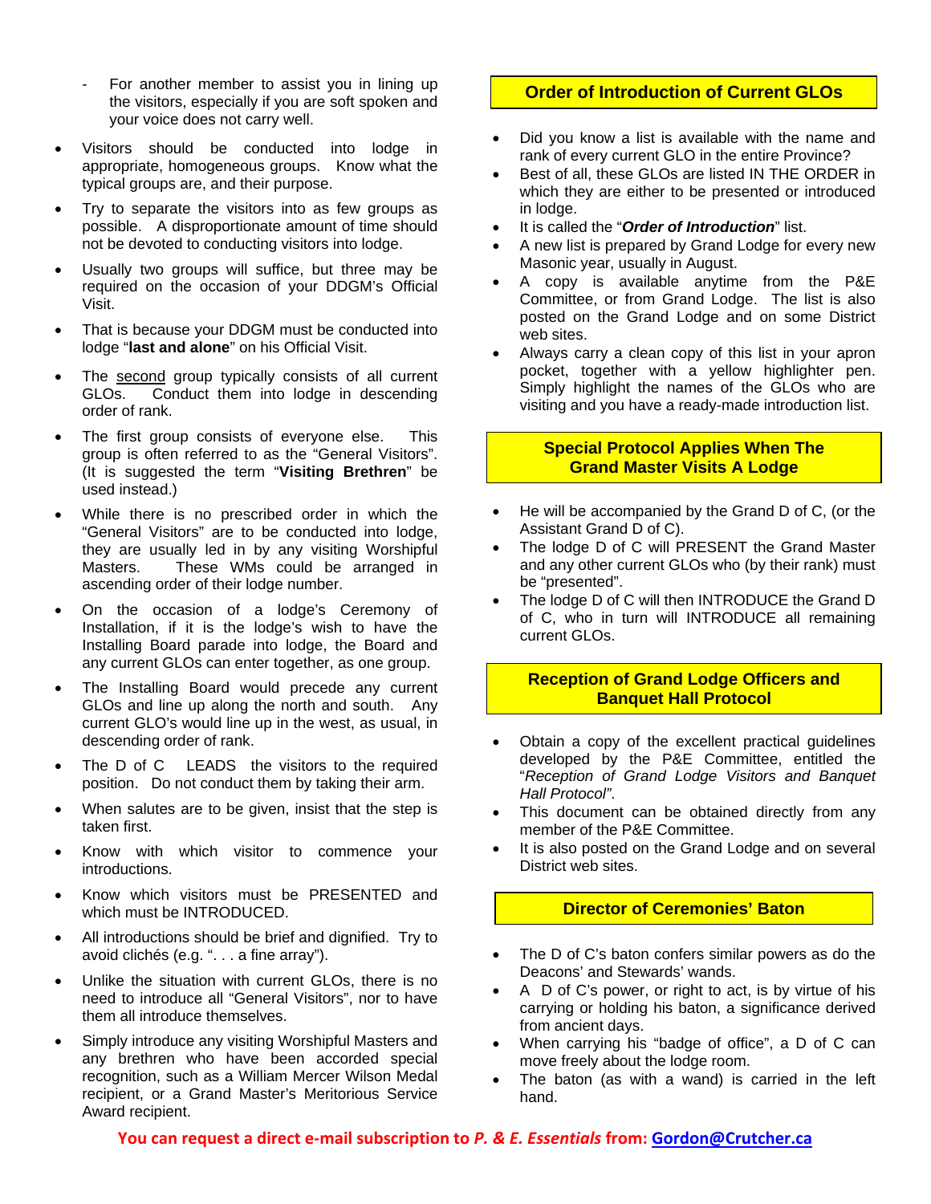- For another member to assist you in lining up the visitors, especially if you are soft spoken and your voice does not carry well.

- Visitors should be conducted into lodge in appropriate, homogeneous groups. Know what the typical groups are, and their purpose.
- Try to separate the visitors into as few groups as possible. A disproportionate amount of time should not be devoted to conducting visitors into lodge.
- Usually two groups will suffice, but three may be required on the occasion of your DDGM's Official Visit.
- That is because your DDGM must be conducted into lodge "**last and alone**" on his Official Visit.
- The <u>second</u> group typically consists of all current GLOs. Conduct them into lodge in descending order of rank.
- The first group consists of everyone else. This group is often referred to as the "General Visitors". (It is suggested the term "**Visiting Brethren**" be used instead.)
- While there is no prescribed order in which the "General Visitors" are to be conducted into lodge, they are usually led in by any visiting Worshipful Masters. These WMs could be arranged in ascending order of their lodge number.
- On the occasion of a lodge's Ceremony of Installation, if it is the lodge's wish to have the Installing Board parade into lodge, the Board and any current GLOs can enter together, as one group.
- The Installing Board would precede any current GLOs and line up along the north and south. Any current GLO's would line up in the west, as usual, in descending order of rank.
- The D of C LEADS the visitors to the required position. Do not conduct them by taking their arm.
- When salutes are to be given, insist that the step is taken first.
- Know with which visitor to commence your introductions.
- Know which visitors must be PRESENTED and which must be INTRODUCED.
- All introductions should be brief and dignified. Try to avoid clichés (e.g. ". . . a fine array").
- Unlike the situation with current GLOs, there is no need to introduce all "General Visitors", nor to have them all introduce themselves.
- Simply introduce any visiting Worshipful Masters and any brethren who have been accorded special recognition, such as a William Mercer Wilson Medal recipient, or a Grand Master's Meritorious Service Award recipient.

## Order of Introduction of Current GLOs

- Did you know a list is available with the name and rank of every current GLO in the entire Province?
- Best of all, these GLOs are listed IN THE ORDER in which they are either to be presented or introduced in lodge.
- It is called the "***Order of Introduction***" list.
- A new list is prepared by Grand Lodge for every new Masonic year, usually in August.
- A copy is available anytime from the P&E Committee, or from Grand Lodge. The list is also posted on the Grand Lodge and on some District web sites.
- Always carry a clean copy of this list in your apron pocket, together with a yellow highlighter pen. Simply highlight the names of the GLOs who are visiting and you have a ready-made introduction list.

## Special Protocol Applies When The Grand Master Visits A Lodge

- He will be accompanied by the Grand D of C, (or the Assistant Grand D of C).
- The lodge D of C will PRESENT the Grand Master and any other current GLOs who (by their rank) must be "presented".
- The lodge D of C will then INTRODUCE the Grand D of C, who in turn will INTRODUCE all remaining current GLOs.

## Reception of Grand Lodge Officers and Banquet Hall Protocol

- Obtain a copy of the excellent practical guidelines developed by the P&E Committee, entitled the "*Reception of Grand Lodge Visitors and Banquet Hall Protocol"*.
- This document can be obtained directly from any member of the P&E Committee.
- It is also posted on the Grand Lodge and on several District web sites.

## Director of Ceremonies' Baton

- The D of C's baton confers similar powers as do the Deacons' and Stewards' wands.
- A D of C's power, or right to act, is by virtue of his carrying or holding his baton, a significance derived from ancient days.
- When carrying his "badge of office", a D of C can move freely about the lodge room.
- The baton (as with a wand) is carried in the left hand.

**You can request a direct e-mail subscription to *P. & E. Essentials* from: Gordon@Crutcher.ca**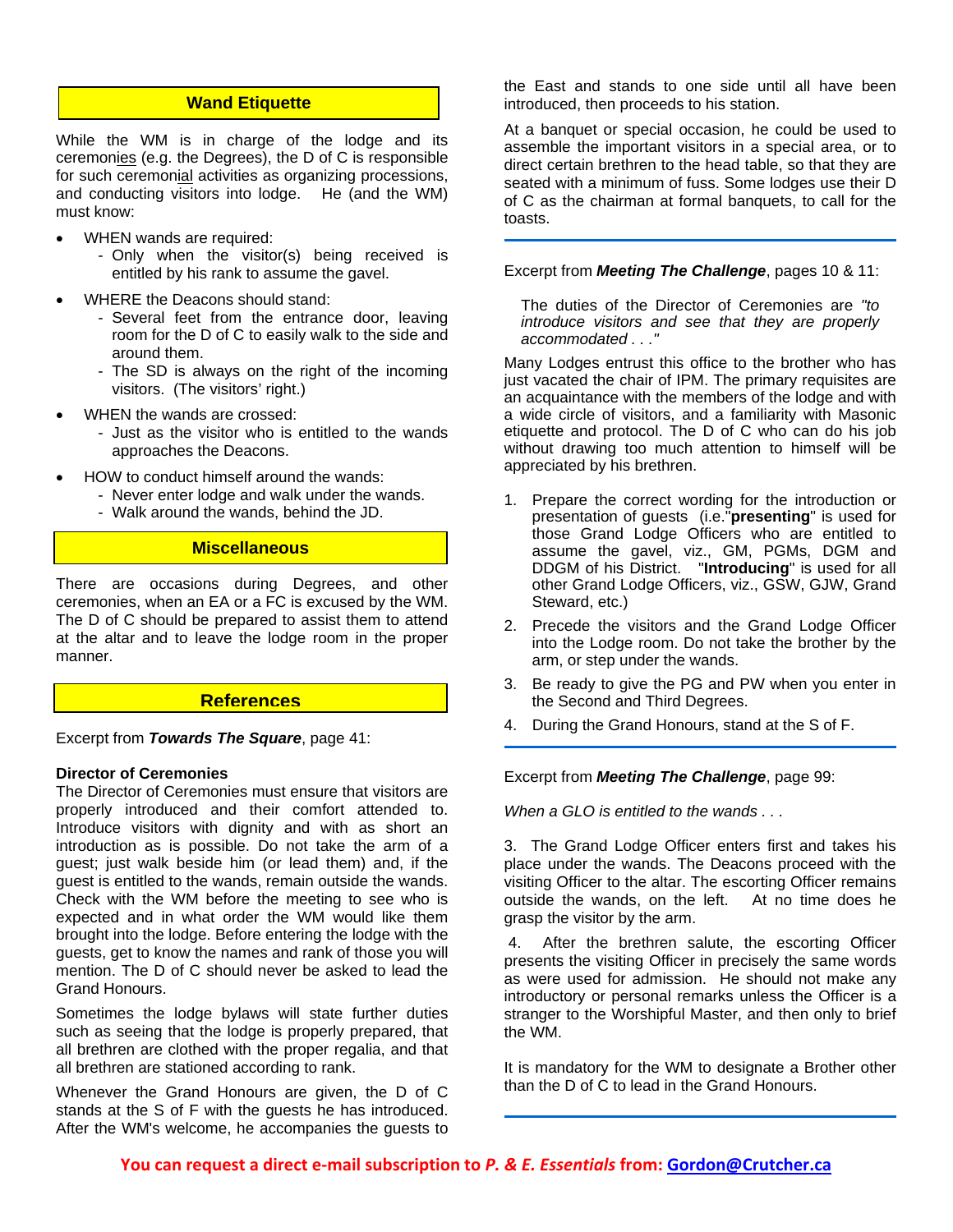## Wand Etiquette

While the WM is in charge of the lodge and its ceremonies (e.g. the Degrees), the D of C is responsible for such ceremonial activities as organizing processions, and conducting visitors into lodge. He (and the WM) must know:

- WHEN wands are required:
  - Only when the visitor(s) being received is entitled by his rank to assume the gavel.
- WHERE the Deacons should stand:
  - Several feet from the entrance door, leaving room for the D of C to easily walk to the side and around them.
  - The SD is always on the right of the incoming visitors. (The visitors' right.)
- WHEN the wands are crossed:
  - Just as the visitor who is entitled to the wands approaches the Deacons.
- HOW to conduct himself around the wands:
  - Never enter lodge and walk under the wands.
  - Walk around the wands, behind the JD.

## Miscellaneous

There are occasions during Degrees, and other ceremonies, when an EA or a FC is excused by the WM. The D of C should be prepared to assist them to attend at the altar and to leave the lodge room in the proper manner.

## References

Excerpt from ***Towards The Square***, page 41:

**Director of Ceremonies**
The Director of Ceremonies must ensure that visitors are properly introduced and their comfort attended to. Introduce visitors with dignity and with as short an introduction as is possible. Do not take the arm of a guest; just walk beside him (or lead them) and, if the guest is entitled to the wands, remain outside the wands. Check with the WM before the meeting to see who is expected and in what order the WM would like them brought into the lodge. Before entering the lodge with the guests, get to know the names and rank of those you will mention. The D of C should never be asked to lead the Grand Honours.

Sometimes the lodge bylaws will state further duties such as seeing that the lodge is properly prepared, that all brethren are clothed with the proper regalia, and that all brethren are stationed according to rank.

Whenever the Grand Honours are given, the D of C stands at the S of F with the guests he has introduced. After the WM's welcome, he accompanies the guests to the East and stands to one side until all have been introduced, then proceeds to his station.

At a banquet or special occasion, he could be used to assemble the important visitors in a special area, or to direct certain brethren to the head table, so that they are seated with a minimum of fuss. Some lodges use their D of C as the chairman at formal banquets, to call for the toasts.

---

Excerpt from ***Meeting The Challenge***, pages 10 & 11:

> The duties of the Director of Ceremonies are *"to introduce visitors and see that they are properly accommodated . . ."*

Many Lodges entrust this office to the brother who has just vacated the chair of IPM. The primary requisites are an acquaintance with the members of the lodge and with a wide circle of visitors, and a familiarity with Masonic etiquette and protocol. The D of C who can do his job without drawing too much attention to himself will be appreciated by his brethren.

1. Prepare the correct wording for the introduction or presentation of guests (i.e."**presenting**" is used for those Grand Lodge Officers who are entitled to assume the gavel, viz., GM, PGMs, DGM and DDGM of his District. "**Introducing**" is used for all other Grand Lodge Officers, viz., GSW, GJW, Grand Steward, etc.)
2. Precede the visitors and the Grand Lodge Officer into the Lodge room. Do not take the brother by the arm, or step under the wands.
3. Be ready to give the PG and PW when you enter in the Second and Third Degrees.
4. During the Grand Honours, stand at the S of F.

---

Excerpt from ***Meeting The Challenge***, page 99:

*When a GLO is entitled to the wands . . .*

3. The Grand Lodge Officer enters first and takes his place under the wands. The Deacons proceed with the visiting Officer to the altar. The escorting Officer remains outside the wands, on the left. At no time does he grasp the visitor by the arm.

4. After the brethren salute, the escorting Officer presents the visiting Officer in precisely the same words as were used for admission. He should not make any introductory or personal remarks unless the Officer is a stranger to the Worshipful Master, and then only to brief the WM.

It is mandatory for the WM to designate a Brother other than the D of C to lead in the Grand Honours.

---

**You can request a direct e-mail subscription to *P. & E. Essentials* from: Gordon@Crutcher.ca**